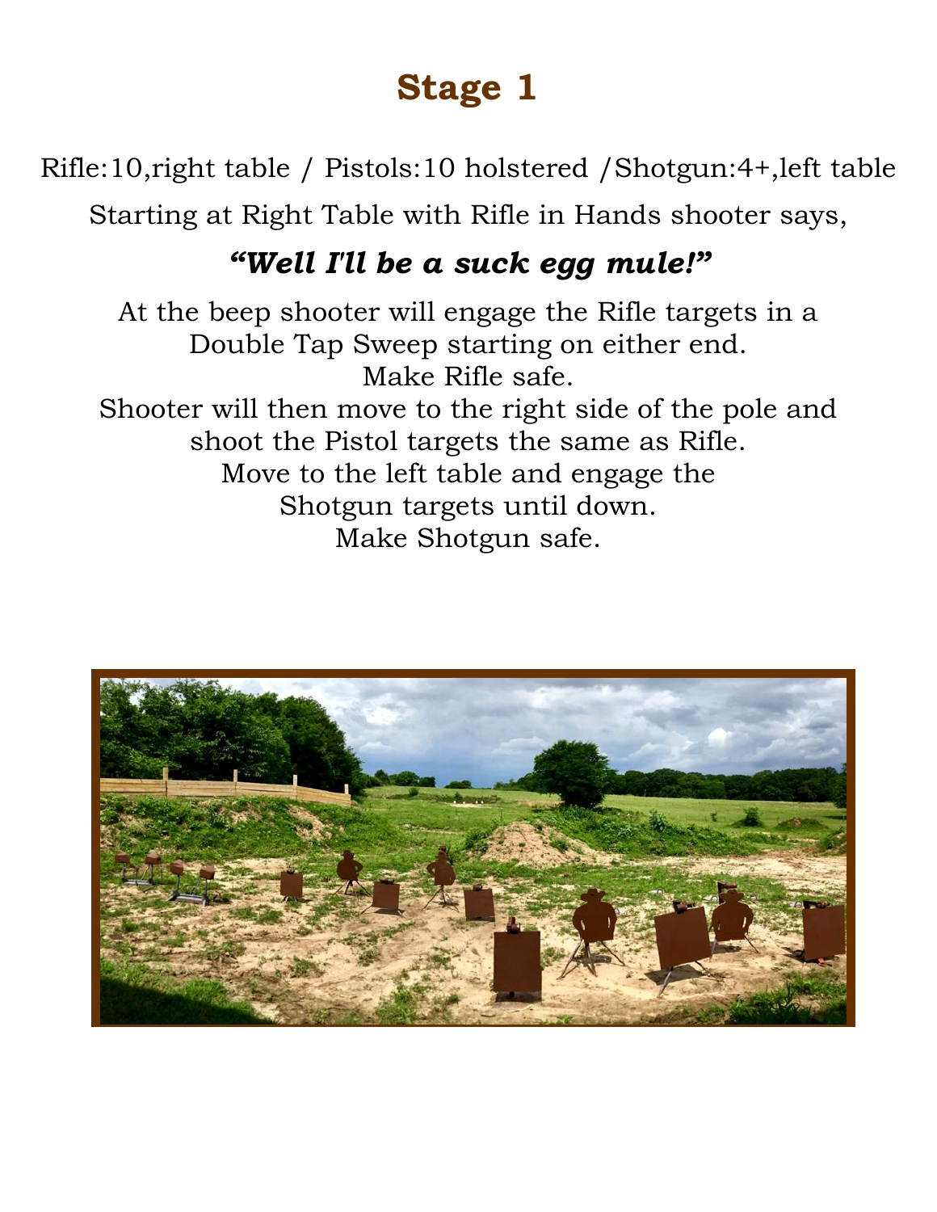# Stage 1

Rifle:10,right table / Pistols:10 holstered /Shotgun:4+,left table

Starting at Right Table with Rifle in Hands shooter says,

***"Well I'll be a suck egg mule!"***

At the beep shooter will engage the Rifle targets in a Double Tap Sweep starting on either end.
Make Rifle safe.
Shooter will then move to the right side of the pole and shoot the Pistol targets the same as Rifle.
Move to the left table and engage the Shotgun targets until down.
Make Shotgun safe.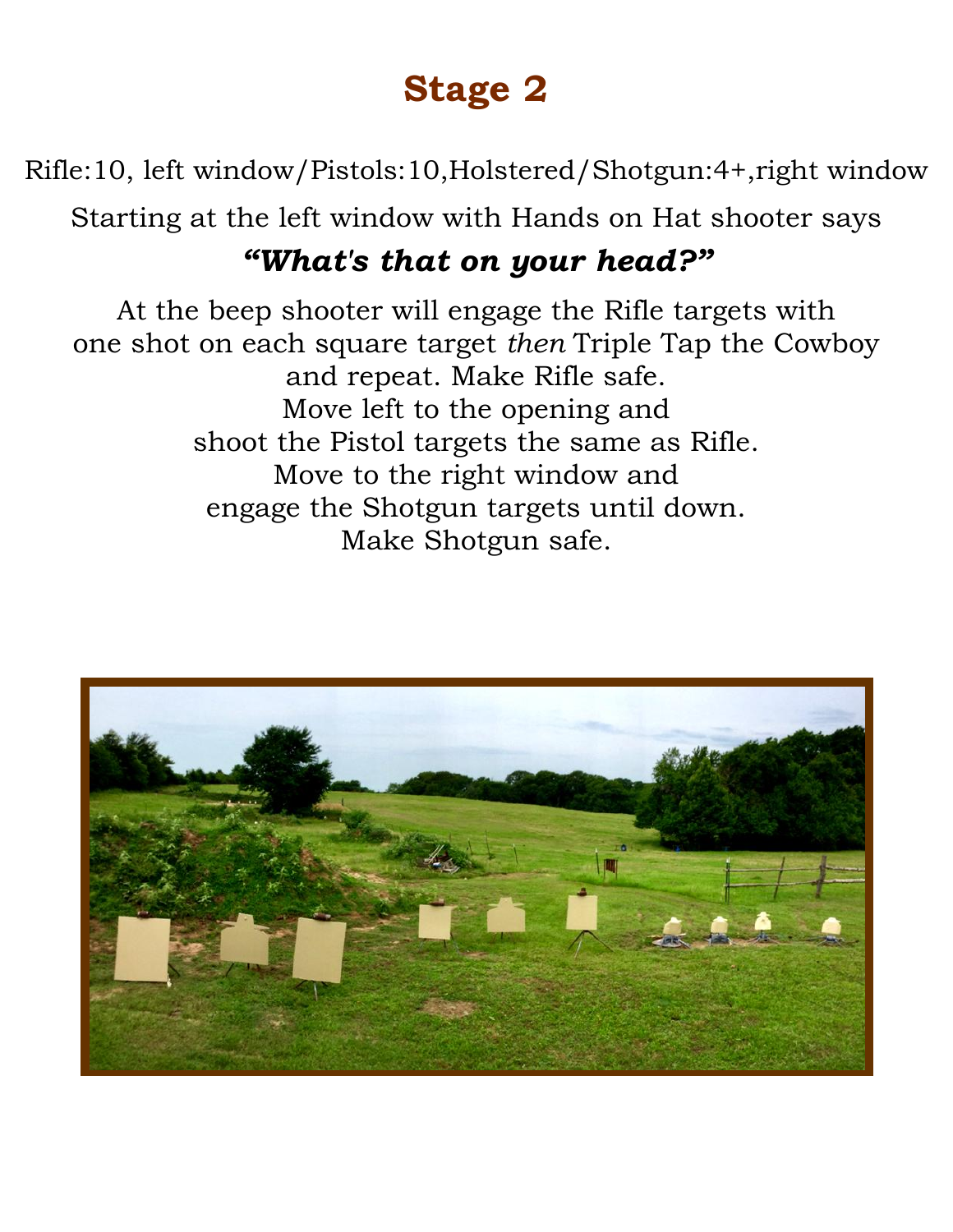# Stage 2

Rifle:10, left window/Pistols:10,Holstered/Shotgun:4+,right window

Starting at the left window with Hands on Hat shooter says

***"What's that on your head?"***

At the beep shooter will engage the Rifle targets with one shot on each square target *then* Triple Tap the Cowboy and repeat. Make Rifle safe.
Move left to the opening and
shoot the Pistol targets the same as Rifle.
Move to the right window and
engage the Shotgun targets until down.
Make Shotgun safe.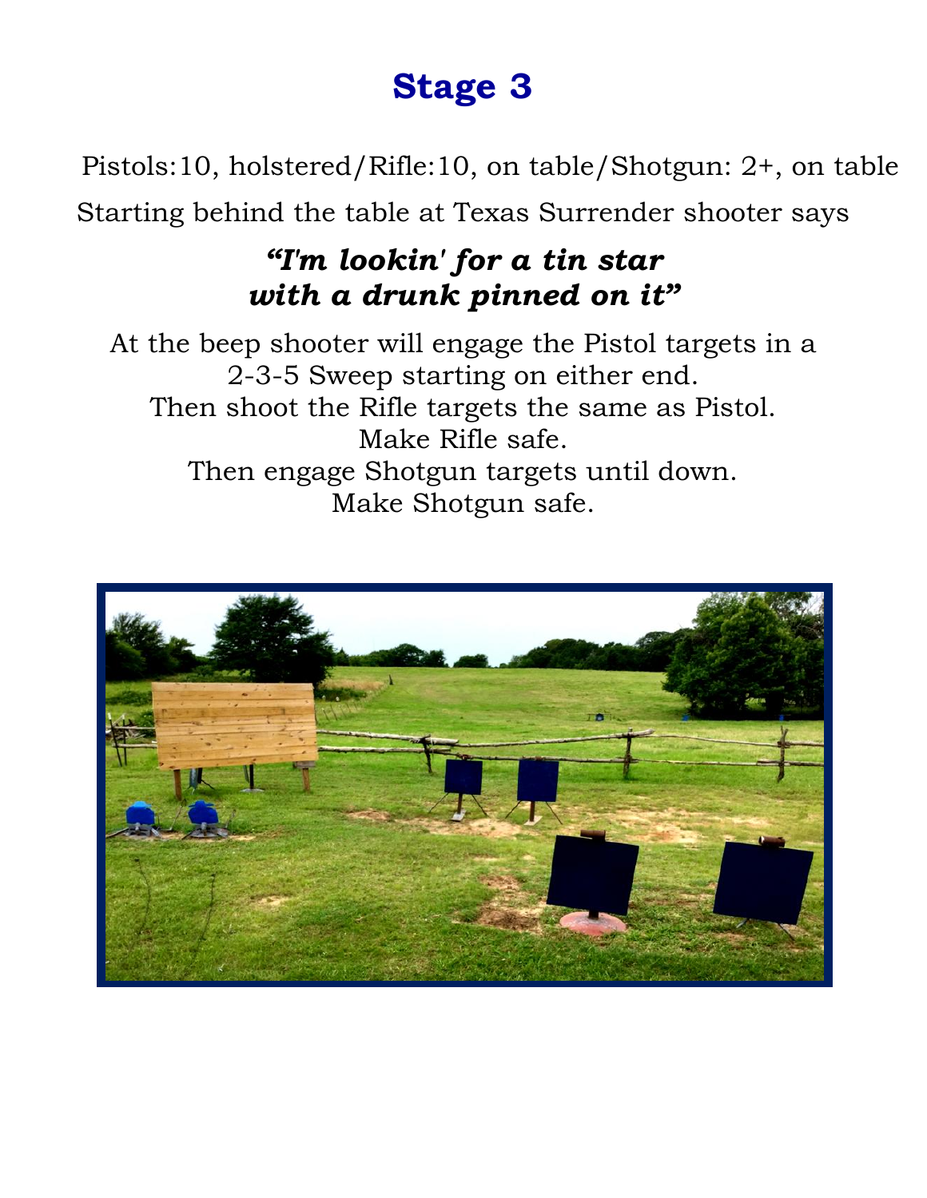# Stage 3

Pistols:10, holstered/Rifle:10, on table/Shotgun: 2+, on table

Starting behind the table at Texas Surrender shooter says

***"I'm lookin' for a tin star with a drunk pinned on it"***

At the beep shooter will engage the Pistol targets in a 2-3-5 Sweep starting on either end.
Then shoot the Rifle targets the same as Pistol.
Make Rifle safe.
Then engage Shotgun targets until down.
Make Shotgun safe.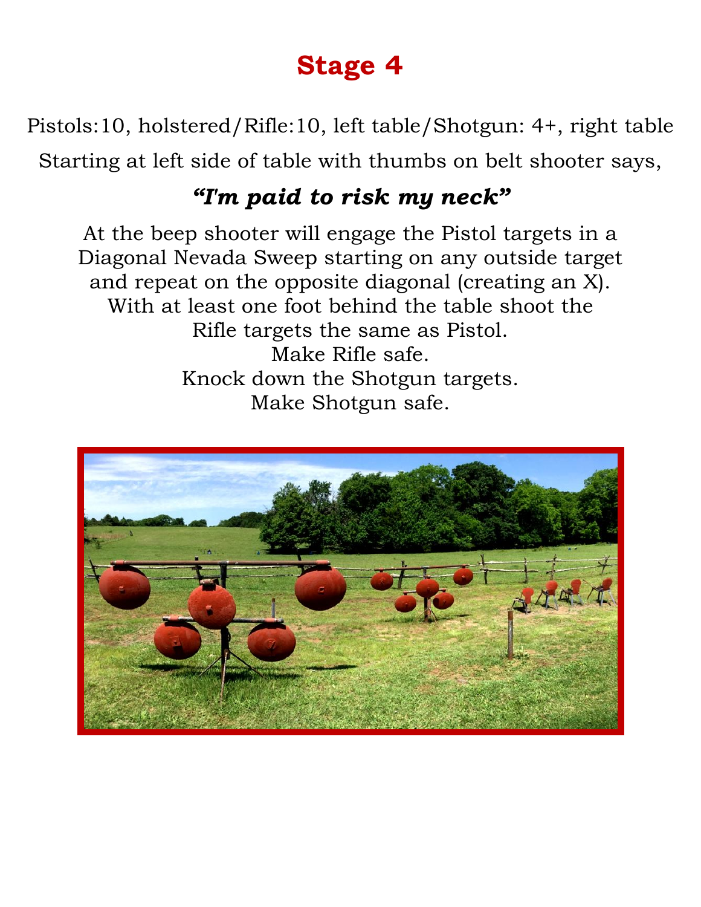# Stage 4

Pistols:10, holstered/Rifle:10, left table/Shotgun: 4+, right table

Starting at left side of table with thumbs on belt shooter says,

***"I'm paid to risk my neck"***

At the beep shooter will engage the Pistol targets in a Diagonal Nevada Sweep starting on any outside target and repeat on the opposite diagonal (creating an X).
With at least one foot behind the table shoot the Rifle targets the same as Pistol.
Make Rifle safe.
Knock down the Shotgun targets.
Make Shotgun safe.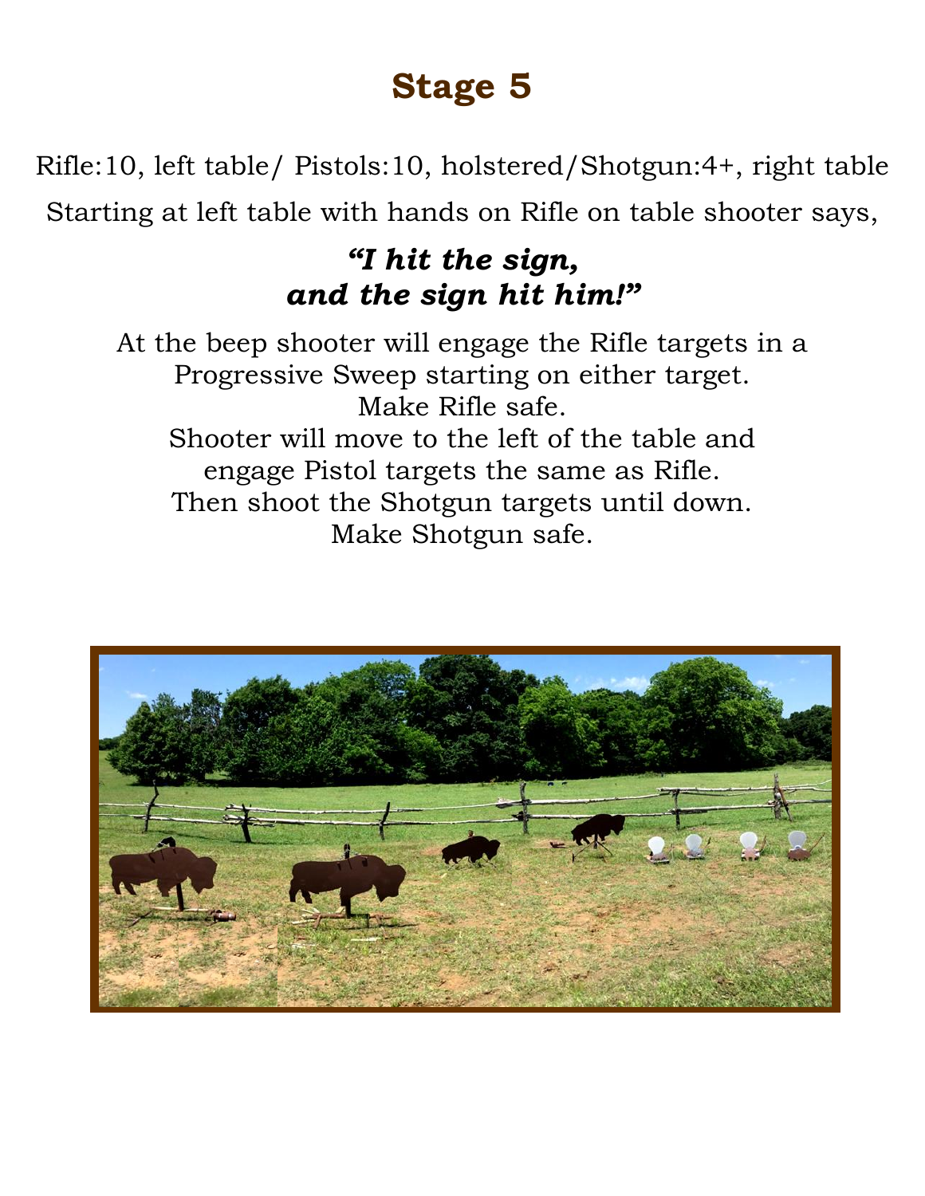# Stage 5

Rifle:10, left table/ Pistols:10, holstered/Shotgun:4+, right table

Starting at left table with hands on Rifle on table shooter says,

***"I hit the sign, and the sign hit him!"***

At the beep shooter will engage the Rifle targets in a Progressive Sweep starting on either target.
Make Rifle safe.
Shooter will move to the left of the table and engage Pistol targets the same as Rifle.
Then shoot the Shotgun targets until down.
Make Shotgun safe.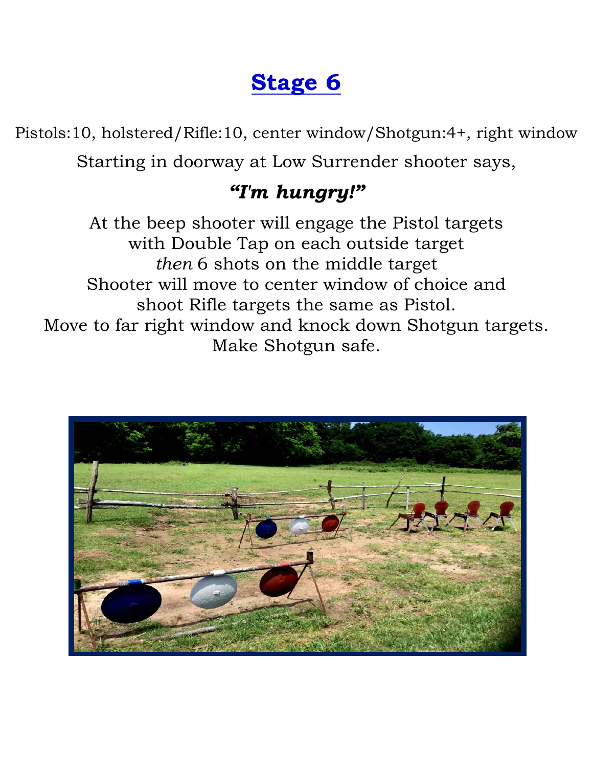# Stage 6

Pistols:10, holstered/Rifle:10, center window/Shotgun:4+, right window

Starting in doorway at Low Surrender shooter says,

***"I'm hungry!"***

At the beep shooter will engage the Pistol targets
with Double Tap on each outside target
*then* 6 shots on the middle target
Shooter will move to center window of choice and
shoot Rifle targets the same as Pistol.
Move to far right window and knock down Shotgun targets.
Make Shotgun safe.